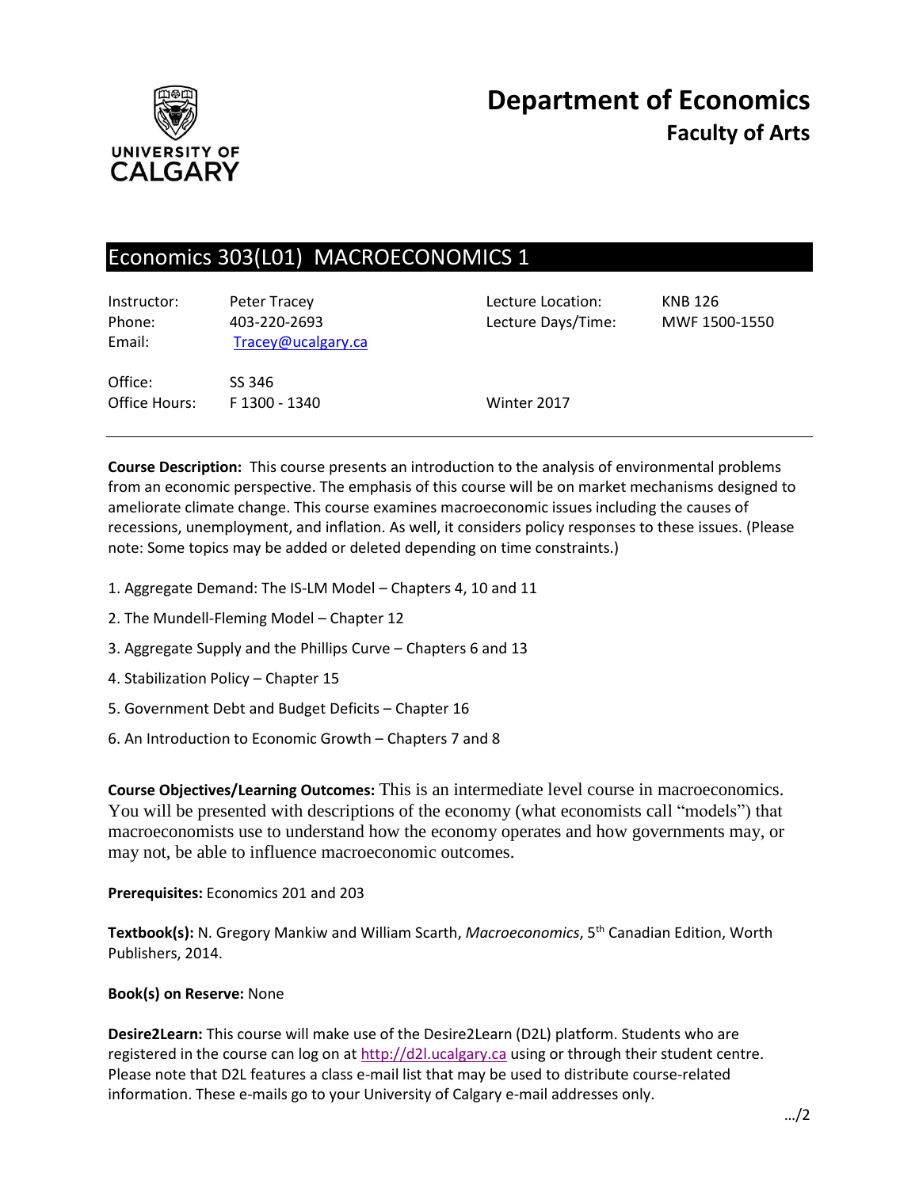UNIVERSITY OF CALGARY

# Department of Economics
## Faculty of Arts

## Economics 303(L01) MACROECONOMICS 1

| | | | |
|---|---|---|---|
| Instructor: | Peter Tracey | Lecture Location: | KNB 126 |
| Phone: | 403-220-2693 | Lecture Days/Time: | MWF 1500-1550 |
| Email: | [Tracey@ucalgary.ca](mailto:Tracey@ucalgary.ca) | | |
| Office: | SS 346 | | |
| Office Hours: | F 1300 - 1340 | Winter 2017 | |

---

**Course Description:** This course presents an introduction to the analysis of environmental problems from an economic perspective. The emphasis of this course will be on market mechanisms designed to ameliorate climate change. This course examines macroeconomic issues including the causes of recessions, unemployment, and inflation. As well, it considers policy responses to these issues. (Please note: Some topics may be added or deleted depending on time constraints.)

1. Aggregate Demand: The IS-LM Model – Chapters 4, 10 and 11
2. The Mundell-Fleming Model – Chapter 12
3. Aggregate Supply and the Phillips Curve – Chapters 6 and 13
4. Stabilization Policy – Chapter 15
5. Government Debt and Budget Deficits – Chapter 16
6. An Introduction to Economic Growth – Chapters 7 and 8

**Course Objectives/Learning Outcomes:** This is an intermediate level course in macroeconomics. You will be presented with descriptions of the economy (what economists call "models") that macroeconomists use to understand how the economy operates and how governments may, or may not, be able to influence macroeconomic outcomes.

**Prerequisites:** Economics 201 and 203

**Textbook(s):** N. Gregory Mankiw and William Scarth, *Macroeconomics*, 5th Canadian Edition, Worth Publishers, 2014.

**Book(s) on Reserve:** None

**Desire2Learn:** This course will make use of the Desire2Learn (D2L) platform. Students who are registered in the course can log on at [http://d2l.ucalgary.ca](http://d2l.ucalgary.ca) using or through their student centre. Please note that D2L features a class e-mail list that may be used to distribute course-related information. These e-mails go to your University of Calgary e-mail addresses only.

…/2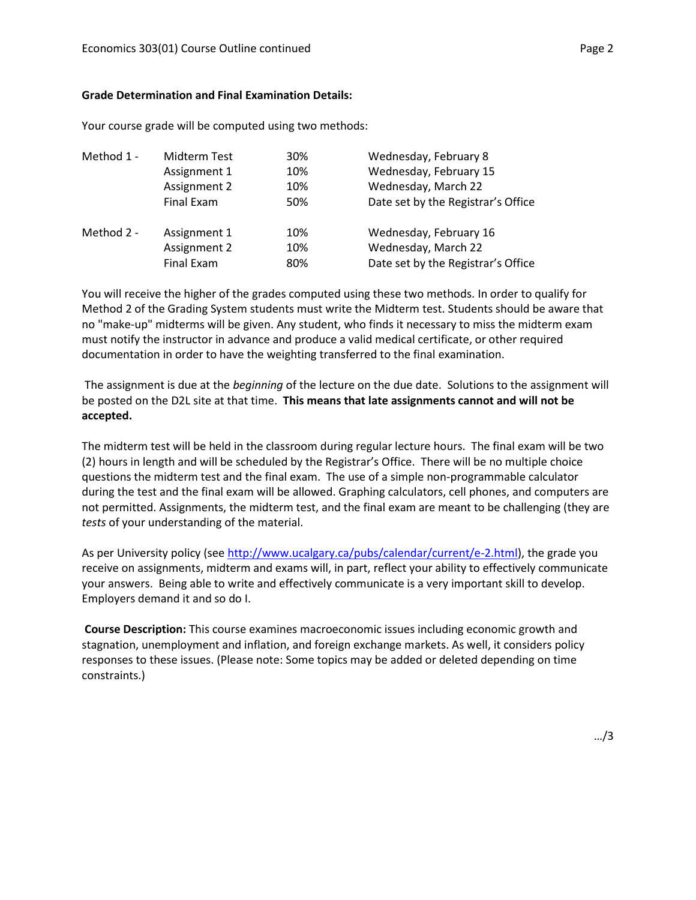**Grade Determination and Final Examination Details:**

Your course grade will be computed using two methods:

| | | | |
|---|---|---|---|
| Method 1 - | Midterm Test | 30% | Wednesday, February 8 |
| | Assignment 1 | 10% | Wednesday, February 15 |
| | Assignment 2 | 10% | Wednesday, March 22 |
| | Final Exam | 50% | Date set by the Registrar's Office |
| Method 2 - | Assignment 1 | 10% | Wednesday, February 16 |
| | Assignment 2 | 10% | Wednesday, March 22 |
| | Final Exam | 80% | Date set by the Registrar's Office |

You will receive the higher of the grades computed using these two methods. In order to qualify for Method 2 of the Grading System students must write the Midterm test. Students should be aware that no "make-up" midterms will be given. Any student, who finds it necessary to miss the midterm exam must notify the instructor in advance and produce a valid medical certificate, or other required documentation in order to have the weighting transferred to the final examination.

The assignment is due at the *beginning* of the lecture on the due date. Solutions to the assignment will be posted on the D2L site at that time. **This means that late assignments cannot and will not be accepted.**

The midterm test will be held in the classroom during regular lecture hours. The final exam will be two (2) hours in length and will be scheduled by the Registrar's Office. There will be no multiple choice questions the midterm test and the final exam. The use of a simple non-programmable calculator during the test and the final exam will be allowed. Graphing calculators, cell phones, and computers are not permitted. Assignments, the midterm test, and the final exam are meant to be challenging (they are *tests* of your understanding of the material.

As per University policy (see http://www.ucalgary.ca/pubs/calendar/current/e-2.html), the grade you receive on assignments, midterm and exams will, in part, reflect your ability to effectively communicate your answers. Being able to write and effectively communicate is a very important skill to develop. Employers demand it and so do I.

**Course Description:** This course examines macroeconomic issues including economic growth and stagnation, unemployment and inflation, and foreign exchange markets. As well, it considers policy responses to these issues. (Please note: Some topics may be added or deleted depending on time constraints.)

…/3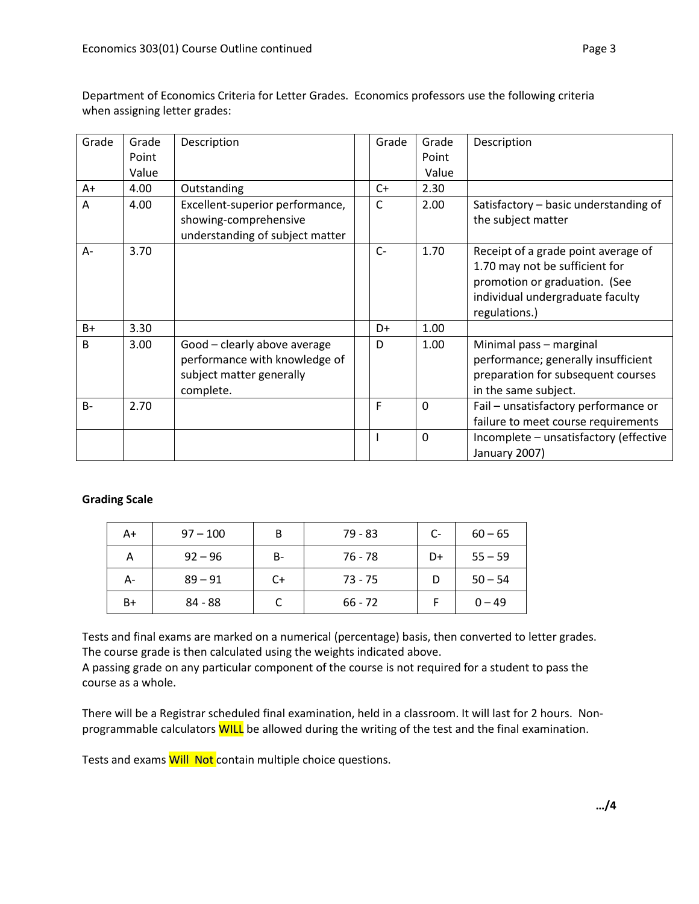Department of Economics Criteria for Letter Grades. Economics professors use the following criteria when assigning letter grades:

| Grade | Grade Point Value | Description | | Grade | Grade Point Value | Description |
|---|---|---|---|---|---|---|
| A+ | 4.00 | Outstanding | | C+ | 2.30 | |
| A | 4.00 | Excellent-superior performance, showing-comprehensive understanding of subject matter | | C | 2.00 | Satisfactory – basic understanding of the subject matter |
| A- | 3.70 | | | C- | 1.70 | Receipt of a grade point average of 1.70 may not be sufficient for promotion or graduation. (See individual undergraduate faculty regulations.) |
| B+ | 3.30 | | | D+ | 1.00 | |
| B | 3.00 | Good – clearly above average performance with knowledge of subject matter generally complete. | | D | 1.00 | Minimal pass – marginal performance; generally insufficient preparation for subsequent courses in the same subject. |
| B- | 2.70 | | | F | 0 | Fail – unsatisfactory performance or failure to meet course requirements |
| | | | | I | 0 | Incomplete – unsatisfactory (effective January 2007) |

**Grading Scale**

| | | | | | |
|---|---|---|---|---|---|
| A+ | 97 – 100 | B | 79 - 83 | C- | 60 – 65 |
| A | 92 – 96 | B- | 76 - 78 | D+ | 55 – 59 |
| A- | 89 – 91 | C+ | 73 - 75 | D | 50 – 54 |
| B+ | 84 - 88 | C | 66 - 72 | F | 0 – 49 |

Tests and final exams are marked on a numerical (percentage) basis, then converted to letter grades. The course grade is then calculated using the weights indicated above.
A passing grade on any particular component of the course is not required for a student to pass the course as a whole.

There will be a Registrar scheduled final examination, held in a classroom. It will last for 2 hours. Non-programmable calculators WILL be allowed during the writing of the test and the final examination.

Tests and exams Will Not contain multiple choice questions.

…/4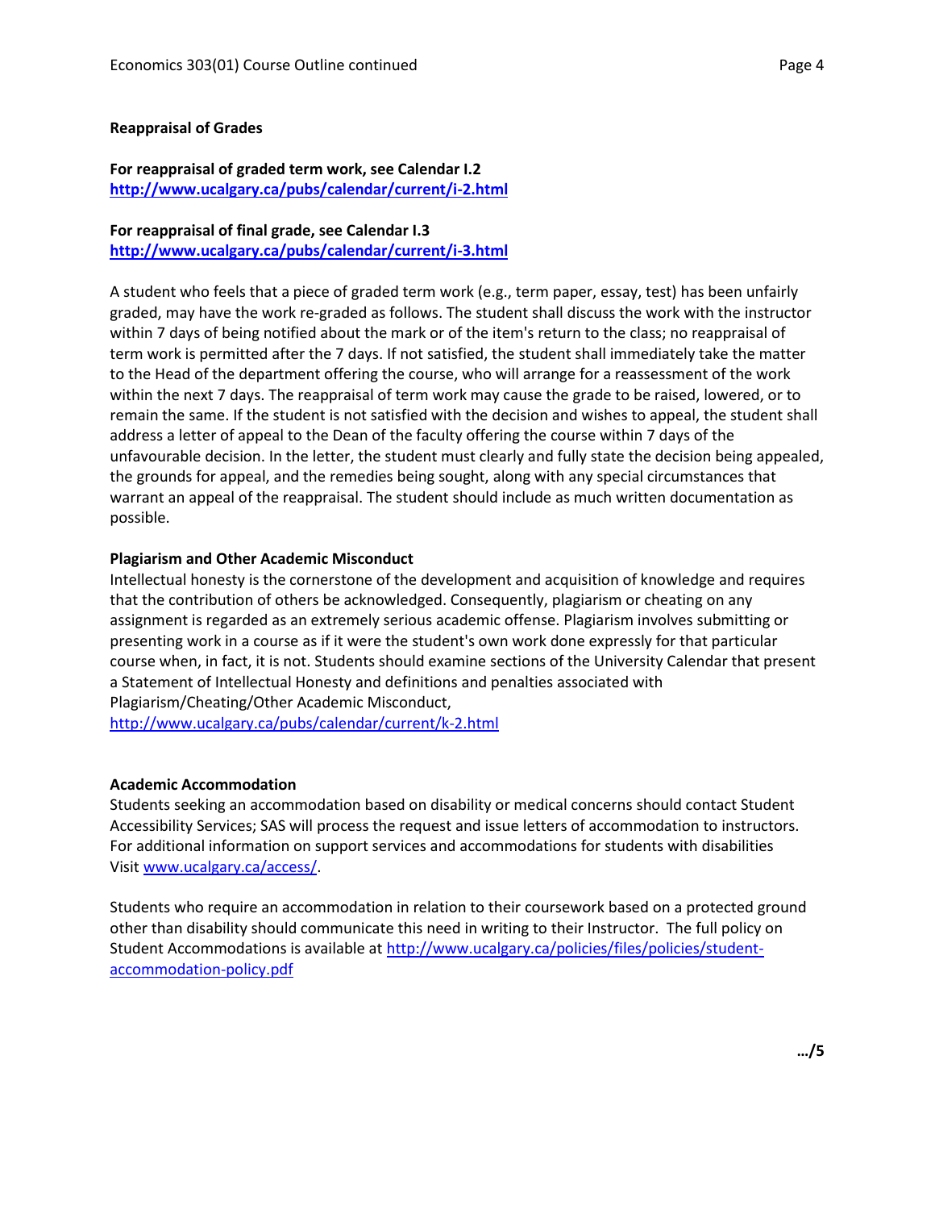**Reappraisal of Grades**

**For reappraisal of graded term work, see Calendar I.2**
**http://www.ucalgary.ca/pubs/calendar/current/i-2.html**

**For reappraisal of final grade, see Calendar I.3**
**http://www.ucalgary.ca/pubs/calendar/current/i-3.html**

A student who feels that a piece of graded term work (e.g., term paper, essay, test) has been unfairly graded, may have the work re-graded as follows. The student shall discuss the work with the instructor within 7 days of being notified about the mark or of the item's return to the class; no reappraisal of term work is permitted after the 7 days. If not satisfied, the student shall immediately take the matter to the Head of the department offering the course, who will arrange for a reassessment of the work within the next 7 days. The reappraisal of term work may cause the grade to be raised, lowered, or to remain the same. If the student is not satisfied with the decision and wishes to appeal, the student shall address a letter of appeal to the Dean of the faculty offering the course within 7 days of the unfavourable decision. In the letter, the student must clearly and fully state the decision being appealed, the grounds for appeal, and the remedies being sought, along with any special circumstances that warrant an appeal of the reappraisal. The student should include as much written documentation as possible.

**Plagiarism and Other Academic Misconduct**
Intellectual honesty is the cornerstone of the development and acquisition of knowledge and requires that the contribution of others be acknowledged. Consequently, plagiarism or cheating on any assignment is regarded as an extremely serious academic offense. Plagiarism involves submitting or presenting work in a course as if it were the student's own work done expressly for that particular course when, in fact, it is not. Students should examine sections of the University Calendar that present a Statement of Intellectual Honesty and definitions and penalties associated with Plagiarism/Cheating/Other Academic Misconduct,
http://www.ucalgary.ca/pubs/calendar/current/k-2.html

**Academic Accommodation**
Students seeking an accommodation based on disability or medical concerns should contact Student Accessibility Services; SAS will process the request and issue letters of accommodation to instructors. For additional information on support services and accommodations for students with disabilities Visit www.ucalgary.ca/access/.

Students who require an accommodation in relation to their coursework based on a protected ground other than disability should communicate this need in writing to their Instructor. The full policy on Student Accommodations is available at http://www.ucalgary.ca/policies/files/policies/student-accommodation-policy.pdf

**…/5**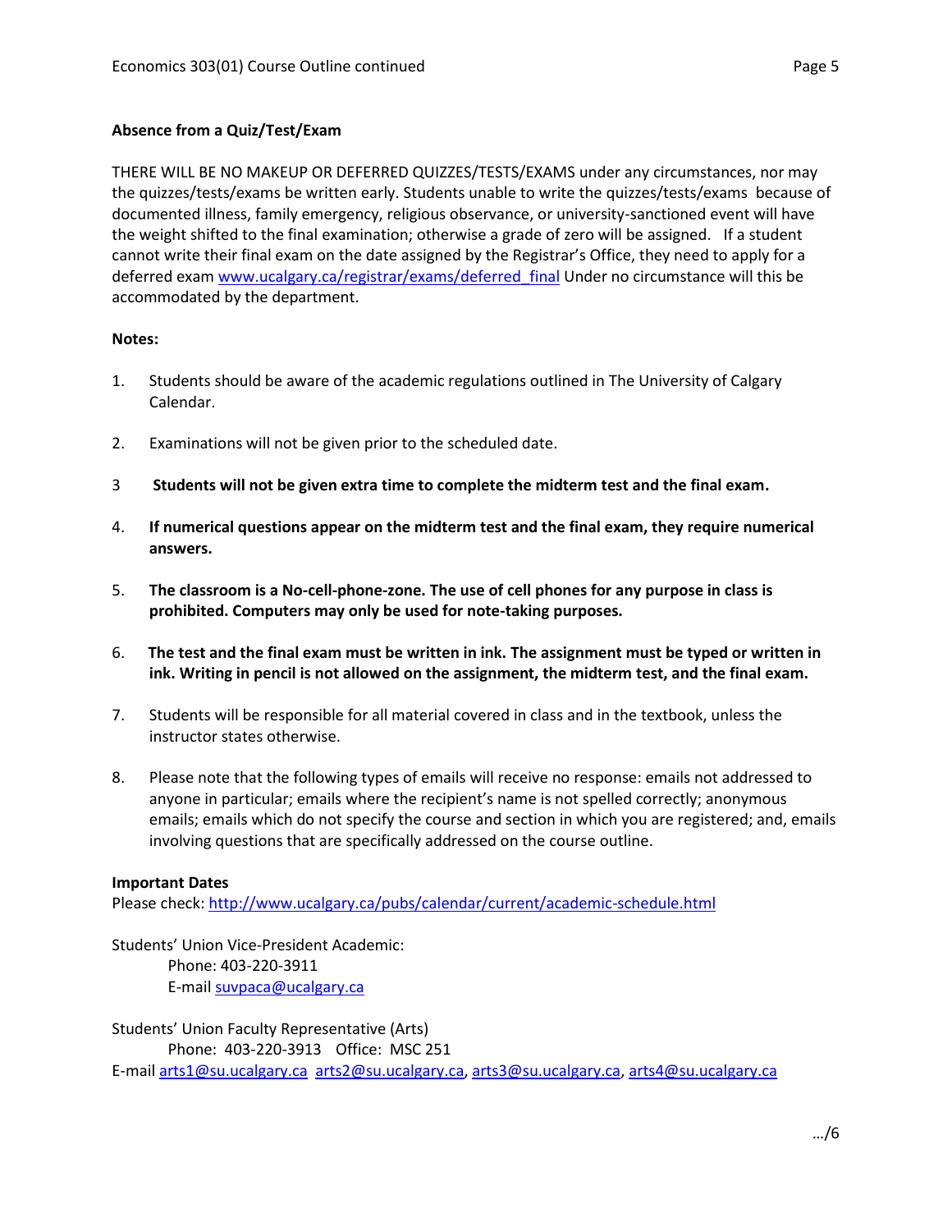**Absence from a Quiz/Test/Exam**

THERE WILL BE NO MAKEUP OR DEFERRED QUIZZES/TESTS/EXAMS under any circumstances, nor may the quizzes/tests/exams be written early. Students unable to write the quizzes/tests/exams because of documented illness, family emergency, religious observance, or university-sanctioned event will have the weight shifted to the final examination; otherwise a grade of zero will be assigned. If a student cannot write their final exam on the date assigned by the Registrar's Office, they need to apply for a deferred exam www.ucalgary.ca/registrar/exams/deferred_final Under no circumstance will this be accommodated by the department.

**Notes:**

1. Students should be aware of the academic regulations outlined in The University of Calgary Calendar.

2. Examinations will not be given prior to the scheduled date.

3. **Students will not be given extra time to complete the midterm test and the final exam.**

4. **If numerical questions appear on the midterm test and the final exam, they require numerical answers.**

5. **The classroom is a No-cell-phone-zone. The use of cell phones for any purpose in class is prohibited. Computers may only be used for note-taking purposes.**

6. **The test and the final exam must be written in ink. The assignment must be typed or written in ink. Writing in pencil is not allowed on the assignment, the midterm test, and the final exam.**

7. Students will be responsible for all material covered in class and in the textbook, unless the instructor states otherwise.

8. Please note that the following types of emails will receive no response: emails not addressed to anyone in particular; emails where the recipient's name is not spelled correctly; anonymous emails; emails which do not specify the course and section in which you are registered; and, emails involving questions that are specifically addressed on the course outline.

**Important Dates**

Please check: http://www.ucalgary.ca/pubs/calendar/current/academic-schedule.html

Students' Union Vice-President Academic:
Phone: 403-220-3911
E-mail suvpaca@ucalgary.ca

Students' Union Faculty Representative (Arts)
Phone: 403-220-3913 Office: MSC 251
E-mail arts1@su.ucalgary.ca arts2@su.ucalgary.ca, arts3@su.ucalgary.ca, arts4@su.ucalgary.ca

…/6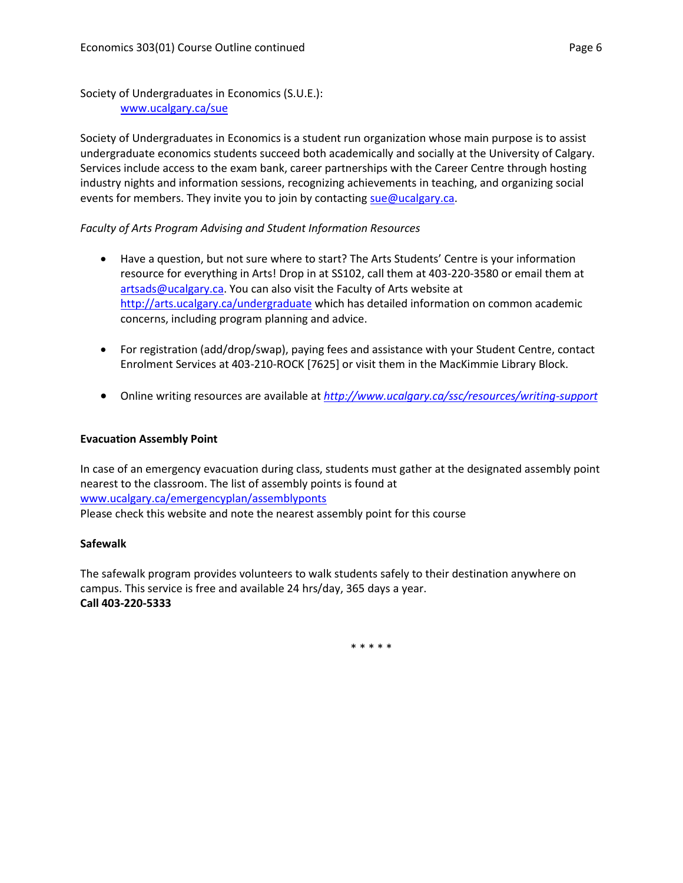Society of Undergraduates in Economics (S.U.E.):
www.ucalgary.ca/sue

Society of Undergraduates in Economics is a student run organization whose main purpose is to assist undergraduate economics students succeed both academically and socially at the University of Calgary. Services include access to the exam bank, career partnerships with the Career Centre through hosting industry nights and information sessions, recognizing achievements in teaching, and organizing social events for members. They invite you to join by contacting sue@ucalgary.ca.

*Faculty of Arts Program Advising and Student Information Resources*

- Have a question, but not sure where to start? The Arts Students' Centre is your information resource for everything in Arts! Drop in at SS102, call them at 403-220-3580 or email them at artsads@ucalgary.ca. You can also visit the Faculty of Arts website at http://arts.ucalgary.ca/undergraduate which has detailed information on common academic concerns, including program planning and advice.

- For registration (add/drop/swap), paying fees and assistance with your Student Centre, contact Enrolment Services at 403-210-ROCK [7625] or visit them in the MacKimmie Library Block.

- Online writing resources are available at *http://www.ucalgary.ca/ssc/resources/writing-support*

**Evacuation Assembly Point**

In case of an emergency evacuation during class, students must gather at the designated assembly point nearest to the classroom. The list of assembly points is found at
www.ucalgary.ca/emergencyplan/assemblyponts
Please check this website and note the nearest assembly point for this course

**Safewalk**

The safewalk program provides volunteers to walk students safely to their destination anywhere on campus. This service is free and available 24 hrs/day, 365 days a year.
**Call 403-220-5333**

* * * * *